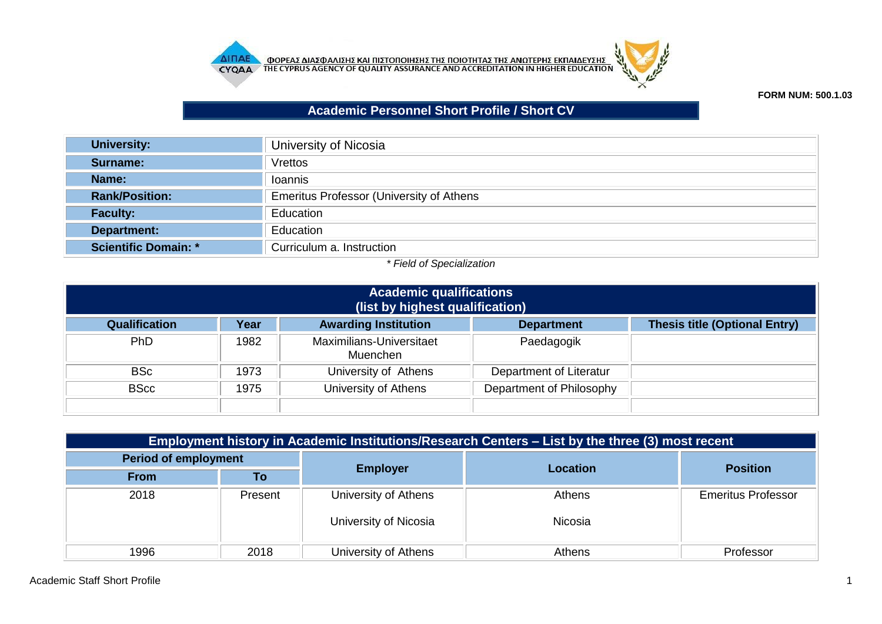ΦΟΡΕΑΣ ΔΙΑΣΦΑΛΙΣΗΣ ΚΑΙ ΠΙΣΤΟΠΟΙΗΣΗΣ ΤΗΣ ΠΟΙΟΤΗΤΑΣ ΤΗΣ ΑΝΩΤΕΡΗΣ ΕΚΠΑΙΔΕΥΣΗΣ
THE CYPRUS AGENCY OF QUALITY ASSURANCE AND ACCREDITATION IN HIGHER EDUCATION

**FORM NUM: 500.1.03**

# Academic Personnel Short Profile / Short CV

| | |
|---|---|
| **University:** | University of Nicosia |
| **Surname:** | Vrettos |
| **Name:** | Ioannis |
| **Rank/Position:** | Emeritus Professor (University of Athens |
| **Faculty:** | Education |
| **Department:** | Education |
| **Scientific Domain: *** | Curriculum a. Instruction |

*\* Field of Specialization*

## Academic qualifications (list by highest qualification)

| Qualification | Year | Awarding Institution | Department | Thesis title (Optional Entry) |
|---|---|---|---|---|
| PhD | 1982 | Maximilians-Universitaet Muenchen | Paedagogik | |
| BSc | 1973 | University of Athens | Department of Literatur | |
| BScc | 1975 | University of Athens | Department of Philosophy | |
| | | | | |

## Employment history in Academic Institutions/Research Centers – List by the three (3) most recent

| Period of employment | | Employer | Location | Position |
|---|---|---|---|---|
| From | To | | | |
| 2018 | Present | University of Athens<br>University of Nicosia | Athens<br>Nicosia | Emeritus Professor |
| 1996 | 2018 | University of Athens | Athens | Professor |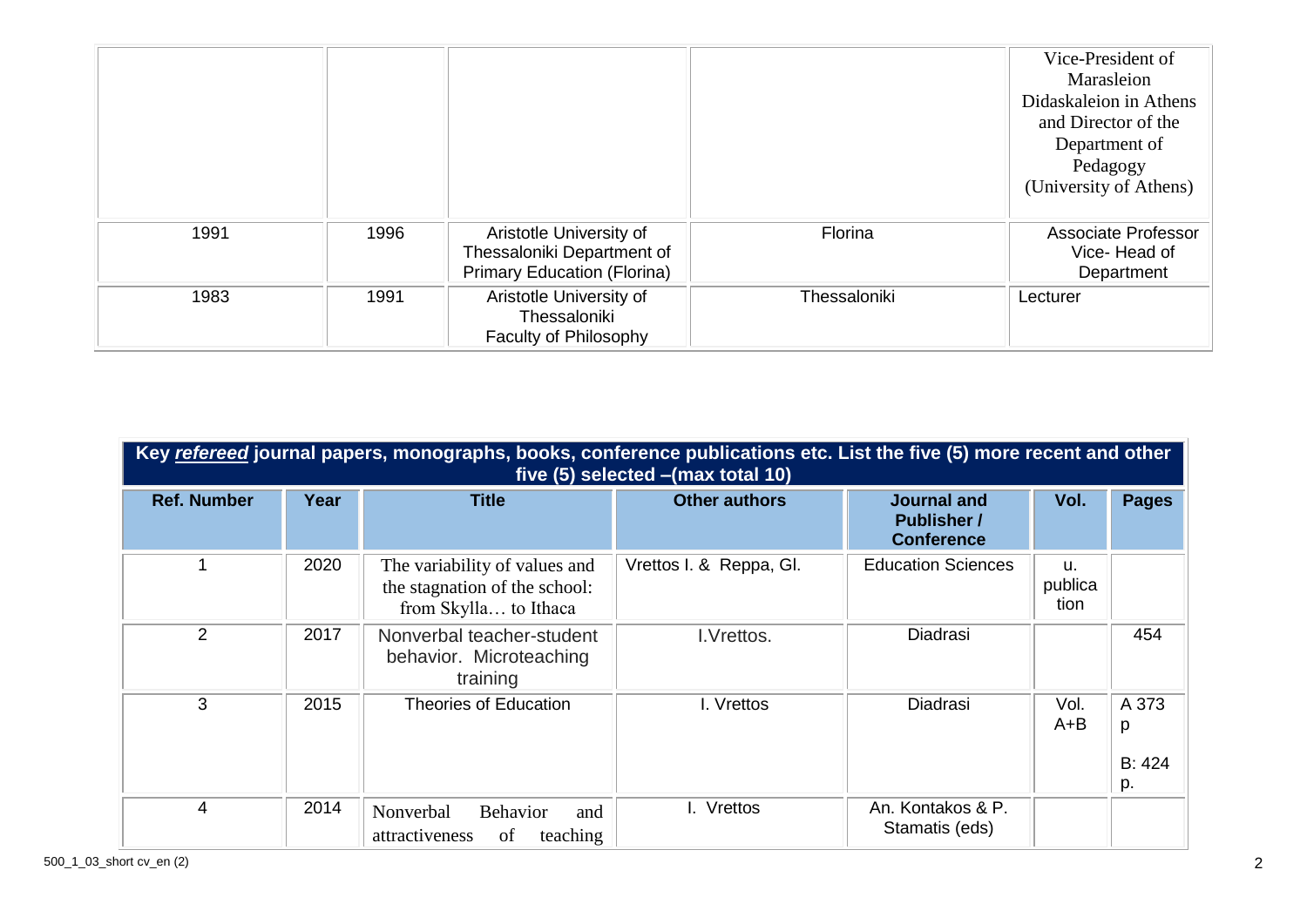| | | | | |
|---|---|---|---|---|
| | | | | Vice-President of Marasleion Didaskaleion in Athens and Director of the Department of Pedagogy (University of Athens) |
| 1991 | 1996 | Aristotle University of Thessaloniki Department of Primary Education (Florina) | Florina | Associate Professor Vice- Head of Department |
| 1983 | 1991 | Aristotle University of Thessaloniki Faculty of Philosophy | Thessaloniki | Lecturer |

| **Key *refereed* journal papers, monographs, books, conference publications etc. List the five (5) more recent and other five (5) selected –(max total 10)** | | | | | | |
|---|---|---|---|---|---|---|
| **Ref. Number** | **Year** | **Title** | **Other authors** | **Journal and Publisher / Conference** | **Vol.** | **Pages** |
| 1 | 2020 | The variability of values and the stagnation of the school: from Skylla… to Ithaca | Vrettos I. & Reppa, Gl. | Education Sciences | u. publication | |
| 2 | 2017 | Nonverbal teacher-student behavior. Microteaching training | I.Vrettos. | Diadrasi | | 454 |
| 3 | 2015 | Theories of Education | I. Vrettos | Diadrasi | Vol. A+B | A 373 p<br>B: 424 p. |
| 4 | 2014 | Nonverbal Behavior and attractiveness of teaching | I. Vrettos | An. Kontakos & P. Stamatis (eds) | | |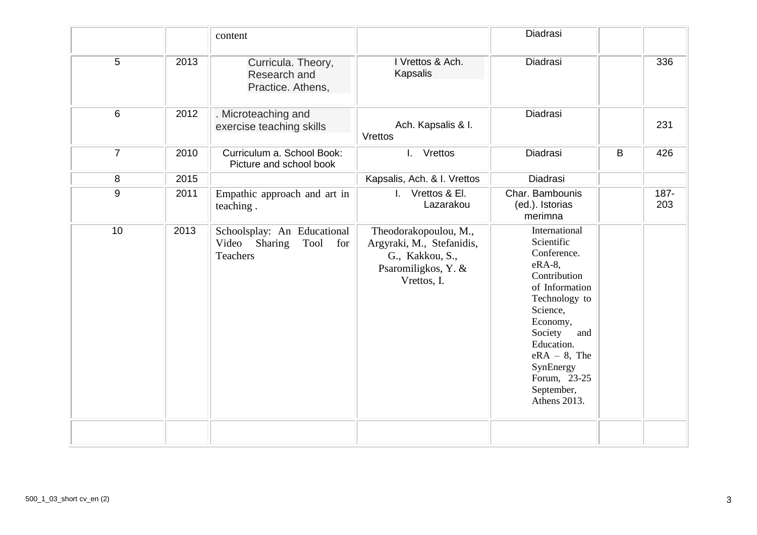|  |  | content |  | Diadrasi |  |  |
|---|---|---|---|---|---|---|
| 5 | 2013 | Curricula. Theory, Research and Practice. Athens, | I Vrettos & Ach. Kapsalis | Diadrasi |  | 336 |
| 6 | 2012 | . Microteaching and exercise teaching skills | Ach. Kapsalis & I. Vrettos | Diadrasi |  | 231 |
| 7 | 2010 | Curriculum a. School Book: Picture and school book | I. Vrettos | Diadrasi | B | 426 |
| 8 | 2015 |  | Kapsalis, Ach. & I. Vrettos | Diadrasi |  |  |
| 9 | 2011 | Empathic approach and art in teaching . | I. Vrettos & El. Lazarakou | Char. Bambounis (ed.). Istorias merimna |  | 187-203 |
| 10 | 2013 | Schoolsplay: An Educational Video Sharing Tool for Teachers | Theodorakopoulou, M., Argyraki, M., Stefanidis, G., Kakkou, S., Psaromiligkos, Y. & Vrettos, I. | International Scientific Conference. eRA-8, Contribution of Information Technology to Science, Economy, Society and Education. eRA – 8, The SynEnergy Forum, 23-25 September, Athens 2013. |  |  |
|  |  |  |  |  |  |  |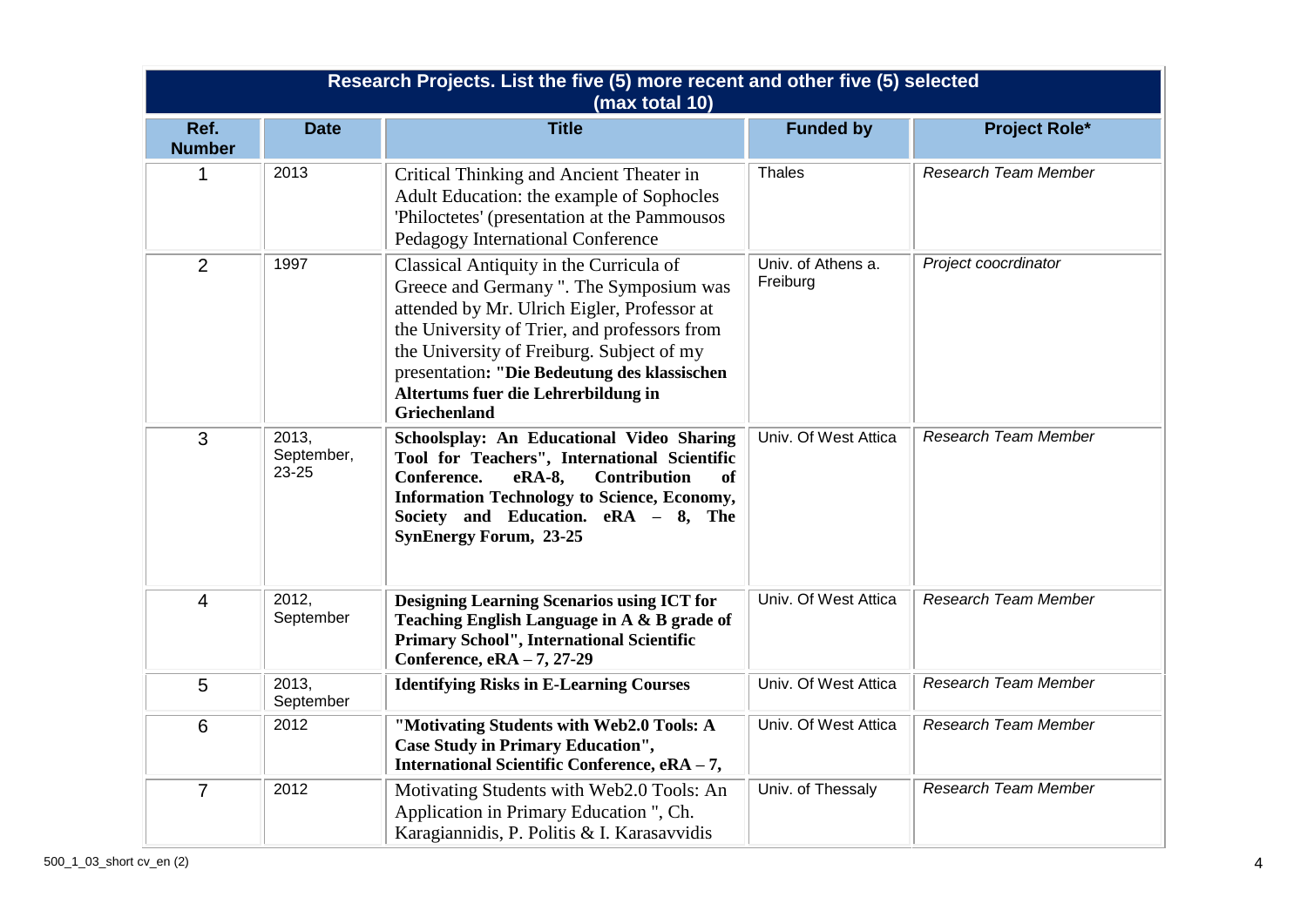| Research Projects. List the five (5) more recent and other five (5) selected (max total 10) | | | | |
|---|---|---|---|---|
| **Ref. Number** | **Date** | **Title** | **Funded by** | **Project Role*** |
| 1 | 2013 | Critical Thinking and Ancient Theater in Adult Education: the example of Sophocles 'Philoctetes' (presentation at the Pammousos Pedagogy International Conference | Thales | *Research Team Member* |
| 2 | 1997 | Classical Antiquity in the Curricula of Greece and Germany ". The Symposium was attended by Mr. Ulrich Eigler, Professor at the University of Trier, and professors from the University of Freiburg. Subject of my presentation**: "Die Bedeutung des klassischen Altertums fuer die Lehrerbildung in Griechenland** | Univ. of Athens a. Freiburg | *Project coocrdinator* |
| 3 | 2013, September, 23-25 | **Schoolsplay: An Educational Video Sharing Tool for Teachers", International Scientific Conference. eRA-8, Contribution of Information Technology to Science, Economy, Society and Education. eRA – 8, The SynEnergy Forum, 23-25** | Univ. Of West Attica | *Research Team Member* |
| 4 | 2012, September | **Designing Learning Scenarios using ICT for Teaching English Language in A & B grade of Primary School", International Scientific Conference, eRA – 7, 27-29** | Univ. Of West Attica | *Research Team Member* |
| 5 | 2013, September | **Identifying Risks in E-Learning Courses** | Univ. Of West Attica | *Research Team Member* |
| 6 | 2012 | **"Motivating Students with Web2.0 Tools: A Case Study in Primary Education", International Scientific Conference, eRA – 7,** | Univ. Of West Attica | *Research Team Member* |
| 7 | 2012 | Motivating Students with Web2.0 Tools: An Application in Primary Education ", Ch. Karagiannidis, P. Politis & I. Karasavvidis | Univ. of Thessaly | *Research Team Member* |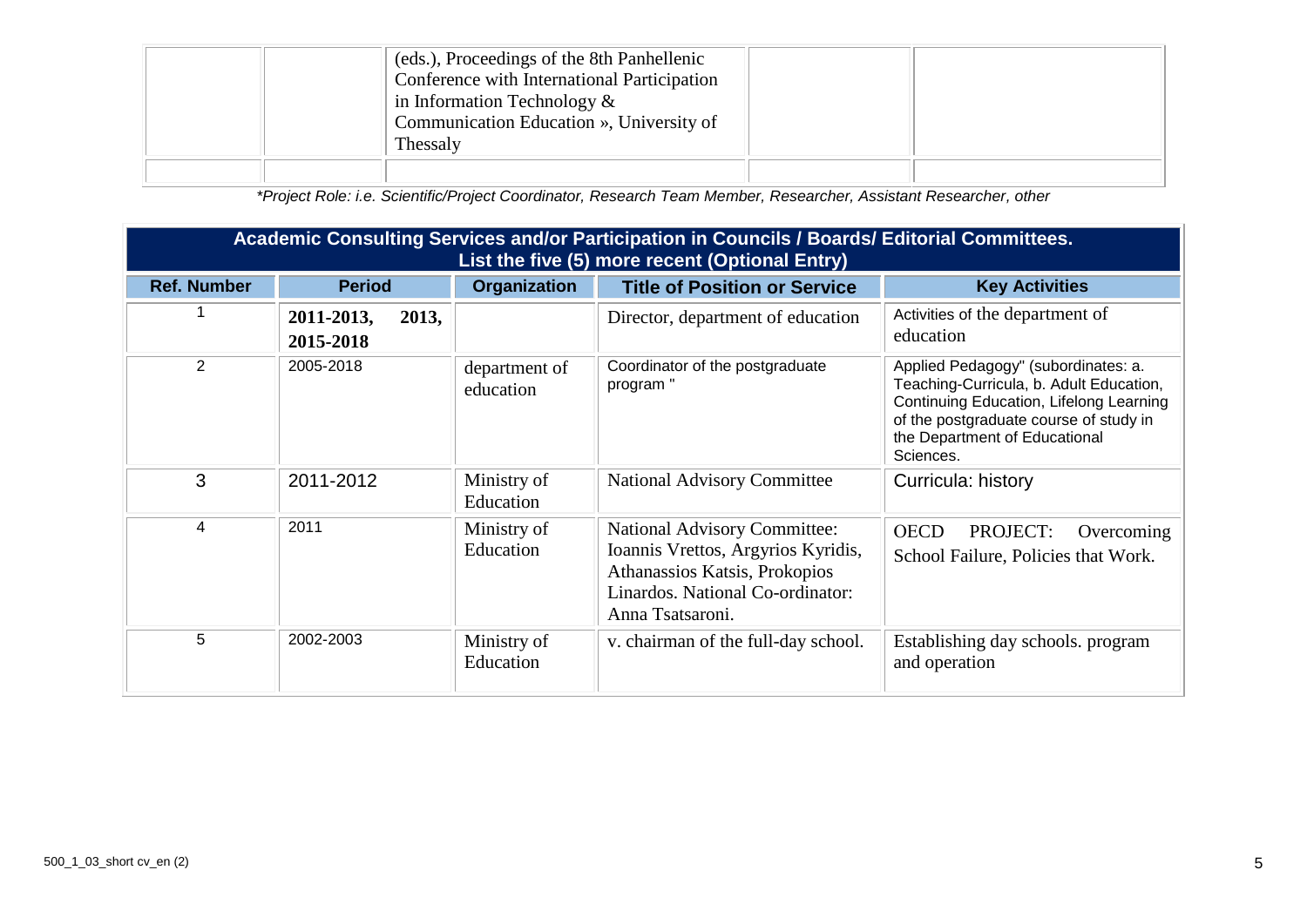| | | | | |
|---|---|---|---|---|
| | | (eds.), Proceedings of the 8th Panhellenic Conference with International Participation in Information Technology & Communication Education », University of Thessaly | | |
| | | | | |

*Project Role: i.e. Scientific/Project Coordinator, Research Team Member, Researcher, Assistant Researcher, other*

| Academic Consulting Services and/or Participation in Councils / Boards/ Editorial Committees. List the five (5) more recent (Optional Entry) | | | | |
|---|---|---|---|---|
| **Ref. Number** | **Period** | **Organization** | **Title of Position or Service** | **Key Activities** |
| 1 | **2011-2013, 2013, 2015-2018** | | Director, department of education | Activities of the department of education |
| 2 | 2005-2018 | department of education | Coordinator of the postgraduate program " | Applied Pedagogy" (subordinates: a. Teaching-Curricula, b. Adult Education, Continuing Education, Lifelong Learning of the postgraduate course of study in the Department of Educational Sciences. |
| 3 | 2011-2012 | Ministry of Education | National Advisory Committee | Curricula: history |
| 4 | 2011 | Ministry of Education | National Advisory Committee: Ioannis Vrettos, Argyrios Kyridis, Athanassios Katsis, Prokopios Linardos. National Co-ordinator: Anna Tsatsaroni. | OECD PROJECT: Overcoming School Failure, Policies that Work. |
| 5 | 2002-2003 | Ministry of Education | v. chairman of the full-day school. | Establishing day schools. program and operation |